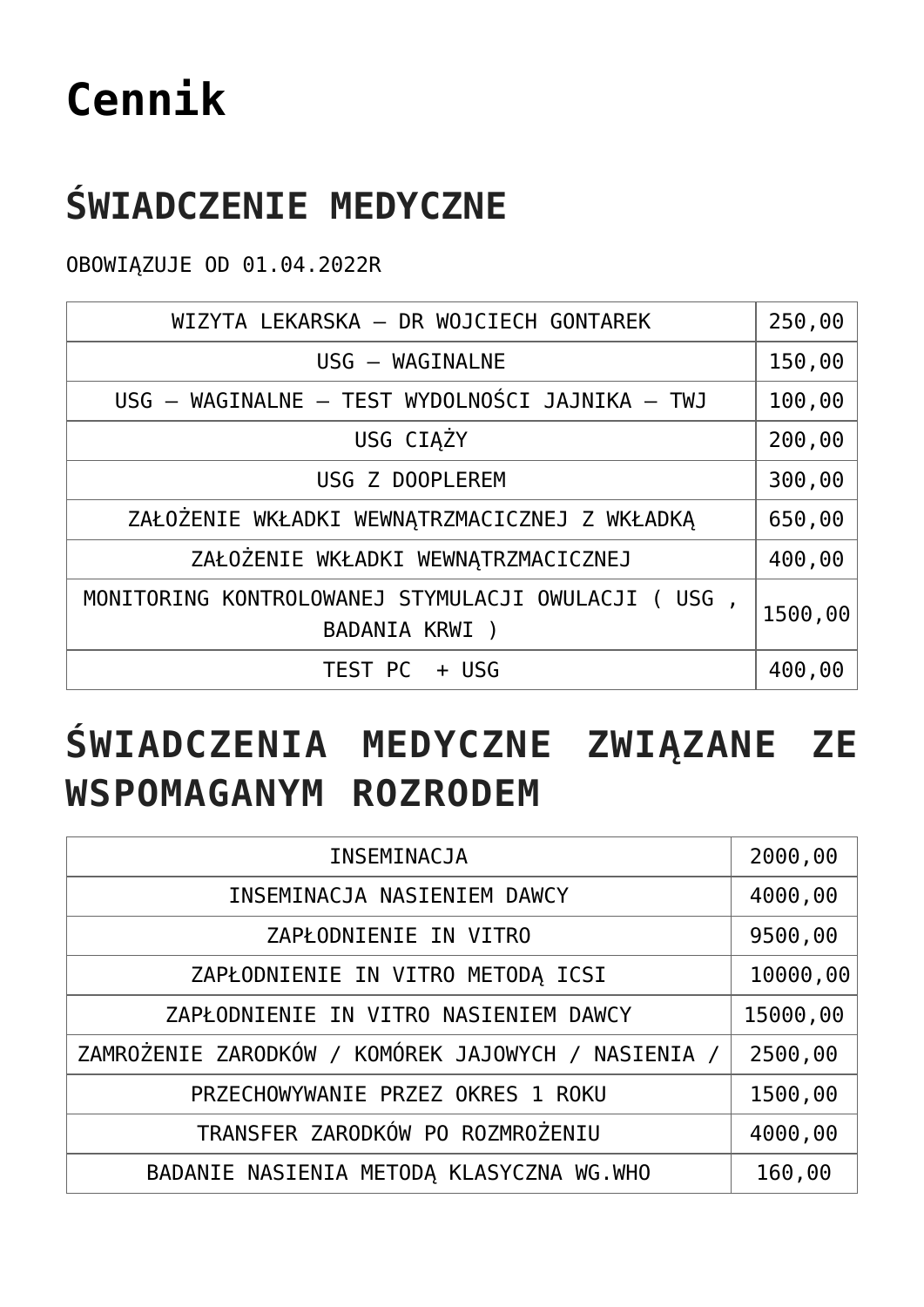# Cennik

## ŚWIADCZENIE MEDYCZNE

OBOWIĄZUJE OD 01.04.2022R

| | |
|---|---|
| WIZYTA LEKARSKA – DR WOJCIECH GONTAREK | 250,00 |
| USG – WAGINALNE | 150,00 |
| USG – WAGINALNE – TEST WYDOLNOŚCI JAJNIKA – TWJ | 100,00 |
| USG CIĄŻY | 200,00 |
| USG Z DOOPLEREM | 300,00 |
| ZAŁOŻENIE WKŁADKI WEWNĄTRZMACICZNEJ Z WKŁADKĄ | 650,00 |
| ZAŁOŻENIE WKŁADKI WEWNĄTRZMACICZNEJ | 400,00 |
| MONITORING KONTROLOWANEJ STYMULACJI OWULACJI ( USG , BADANIA KRWI ) | 1500,00 |
| TEST PC + USG | 400,00 |

## ŚWIADCZENIA MEDYCZNE ZWIĄZANE ZE WSPOMAGANYM ROZRODEM

| | |
|---|---|
| INSEMINACJA | 2000,00 |
| INSEMINACJA NASIENIEM DAWCY | 4000,00 |
| ZAPŁODNIENIE IN VITRO | 9500,00 |
| ZAPŁODNIENIE IN VITRO METODĄ ICSI | 10000,00 |
| ZAPŁODNIENIE IN VITRO NASIENIEM DAWCY | 15000,00 |
| ZAMROŻENIE ZARODKÓW / KOMÓREK JAJOWYCH / NASIENIA / | 2500,00 |
| PRZECHOWYWANIE PRZEZ OKRES 1 ROKU | 1500,00 |
| TRANSFER ZARODKÓW PO ROZMROŻENIU | 4000,00 |
| BADANIE NASIENIA METODĄ KLASYCZNA WG.WHO | 160,00 |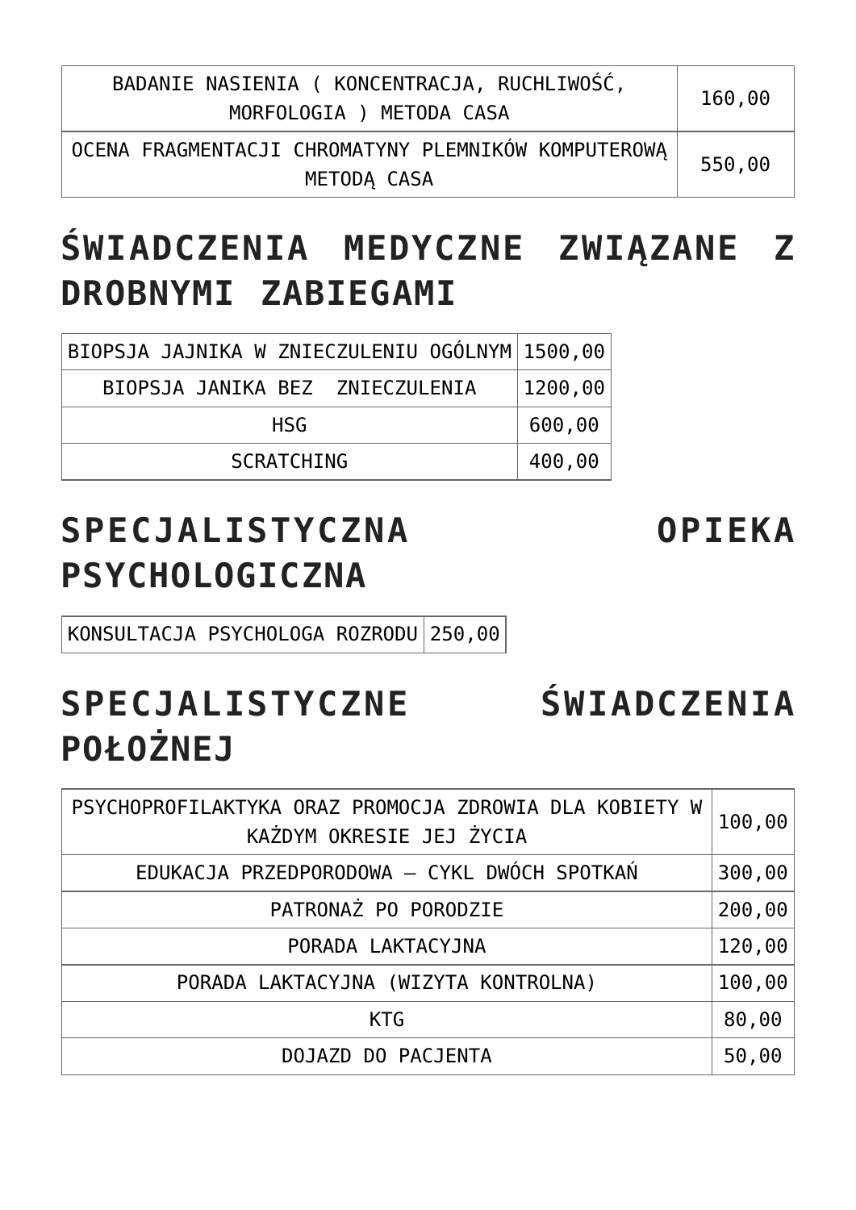| BADANIE NASIENIA ( KONCENTRACJA, RUCHLIWOŚĆ, MORFOLOGIA ) METODA CASA | 160,00 |
| --- | --- |
| OCENA FRAGMENTACJI CHROMATYNY PLEMNIKÓW KOMPUTEROWĄ METODĄ CASA | 550,00 |

## ŚWIADCZENIA MEDYCZNE ZWIĄZANE Z DROBNYMI ZABIEGAMI

| BIOPSJA JAJNIKA W ZNIECZULENIU OGÓLNYM | 1500,00 |
| --- | --- |
| BIOPSJA JANIKA BEZ ZNIECZULENIA | 1200,00 |
| HSG | 600,00 |
| SCRATCHING | 400,00 |

## SPECJALISTYCZNA OPIEKA PSYCHOLOGICZNA

| KONSULTACJA PSYCHOLOGA ROZRODU | 250,00 |
| --- | --- |

## SPECJALISTYCZNE ŚWIADCZENIA POŁOŻNEJ

| PSYCHOPROFILAKTYKA ORAZ PROMOCJA ZDROWIA DLA KOBIETY W KAŻDYM OKRESIE JEJ ŻYCIA | 100,00 |
| --- | --- |
| EDUKACJA PRZEDPORODOWA – CYKL DWÓCH SPOTKAŃ | 300,00 |
| PATRONAŻ PO PORODZIE | 200,00 |
| PORADA LAKTACYJNA | 120,00 |
| PORADA LAKTACYJNA (WIZYTA KONTROLNA) | 100,00 |
| KTG | 80,00 |
| DOJAZD DO PACJENTA | 50,00 |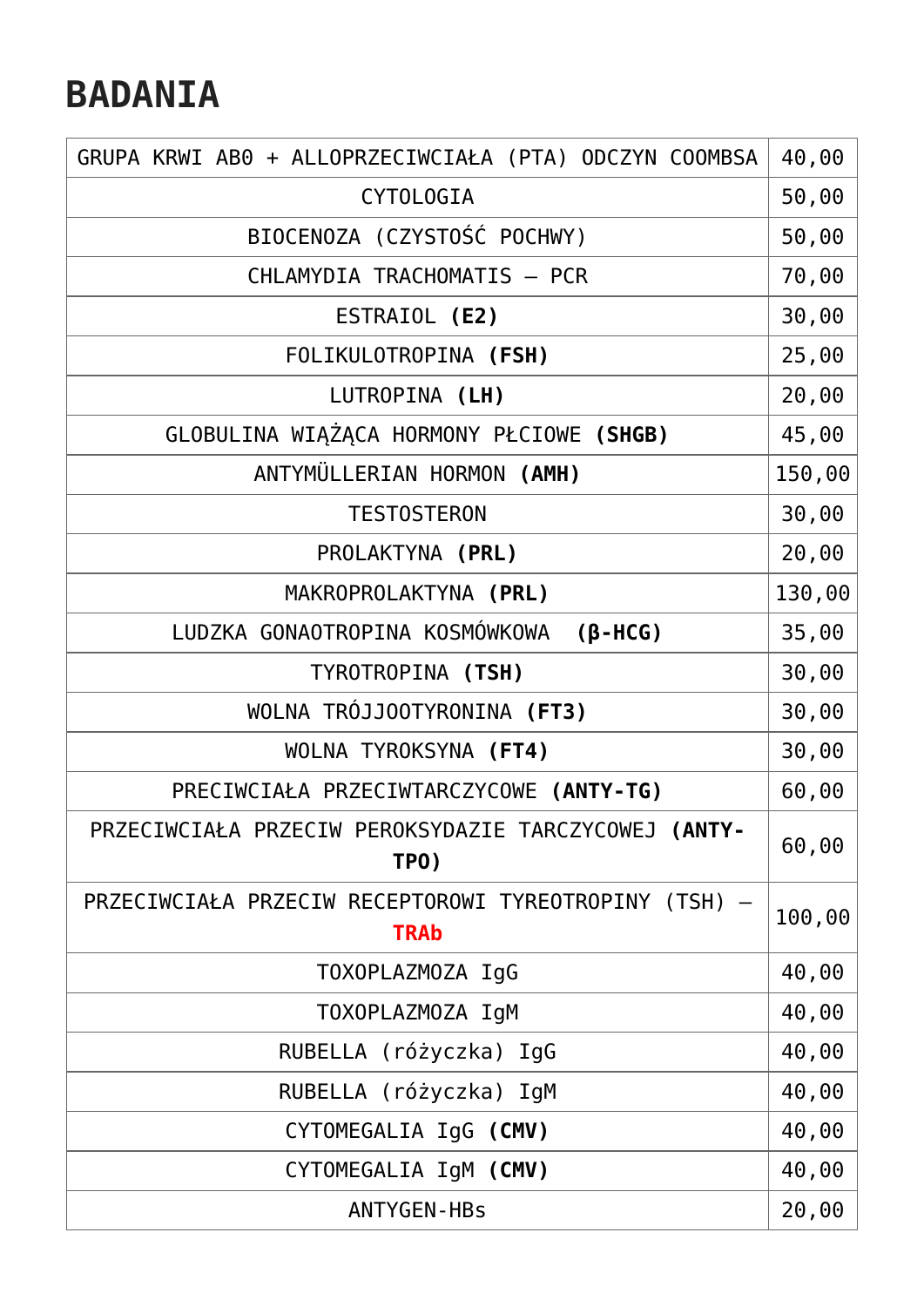# BADANIA

| | |
|---|---|
| GRUPA KRWI AB0 + ALLOPRZECIWCIAŁA (PTA) ODCZYN COOMBSA | 40,00 |
| CYTOLOGIA | 50,00 |
| BIOCENOZA (CZYSTOŚĆ POCHWY) | 50,00 |
| CHLAMYDIA TRACHOMATIS – PCR | 70,00 |
| ESTRAIOL **(E2)** | 30,00 |
| FOLIKULOTROPINA **(FSH)** | 25,00 |
| LUTROPINA **(LH)** | 20,00 |
| GLOBULINA WIĄŻĄCA HORMONY PŁCIOWE **(SHGB)** | 45,00 |
| ANTYMÜLLERIAN HORMON **(AMH)** | 150,00 |
| TESTOSTERON | 30,00 |
| PROLAKTYNA **(PRL)** | 20,00 |
| MAKROPROLAKTYNA **(PRL)** | 130,00 |
| LUDZKA GONAOTROPINA KOSMÓWKOWA **(β-HCG)** | 35,00 |
| TYROTROPINA **(TSH)** | 30,00 |
| WOLNA TRÓJJOOTYRONINA **(FT3)** | 30,00 |
| WOLNA TYROKSYNA **(FT4)** | 30,00 |
| PRECIWCIAŁA PRZECIWTARCZYCOWE **(ANTY-TG)** | 60,00 |
| PRZECIWCIAŁA PRZECIW PEROKSYDAZIE TARCZYCOWEJ **(ANTY-TPO)** | 60,00 |
| PRZECIWCIAŁA PRZECIW RECEPTOROWI TYREOTROPINY (TSH) – **TRAb** | 100,00 |
| TOXOPLAZMOZA IgG | 40,00 |
| TOXOPLAZMOZA IgM | 40,00 |
| RUBELLA (różyczka) IgG | 40,00 |
| RUBELLA (różyczka) IgM | 40,00 |
| CYTOMEGALIA IgG **(CMV)** | 40,00 |
| CYTOMEGALIA IgM **(CMV)** | 40,00 |
| ANTYGEN-HBs | 20,00 |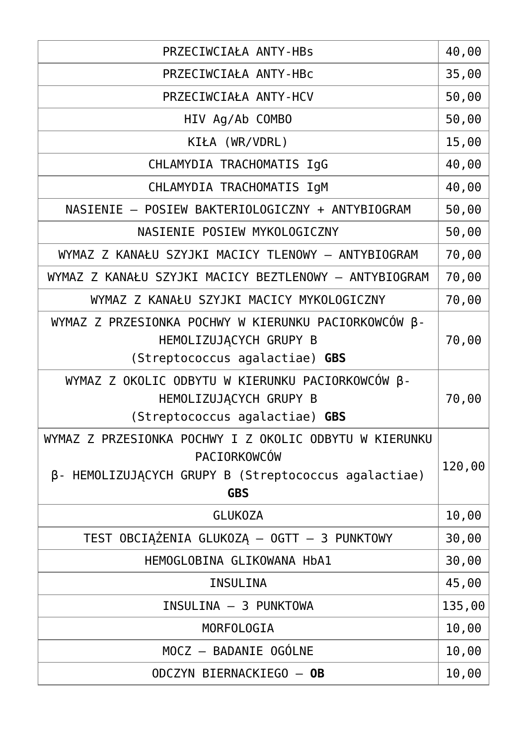| | |
|---|---|
| PRZECIWCIAŁA ANTY-HBs | 40,00 |
| PRZECIWCIAŁA ANTY-HBc | 35,00 |
| PRZECIWCIAŁA ANTY-HCV | 50,00 |
| HIV Ag/Ab COMBO | 50,00 |
| KIŁA (WR/VDRL) | 15,00 |
| CHLAMYDIA TRACHOMATIS IgG | 40,00 |
| CHLAMYDIA TRACHOMATIS IgM | 40,00 |
| NASIENIE – POSIEW BAKTERIOLOGICZNY + ANTYBIOGRAM | 50,00 |
| NASIENIE POSIEW MYKOLOGICZNY | 50,00 |
| WYMAZ Z KANAŁU SZYJKI MACICY TLENOWY – ANTYBIOGRAM | 70,00 |
| WYMAZ Z KANAŁU SZYJKI MACICY BEZTLENOWY – ANTYBIOGRAM | 70,00 |
| WYMAZ Z KANAŁU SZYJKI MACICY MYKOLOGICZNY | 70,00 |
| WYMAZ Z PRZESIONKA POCHWY W KIERUNKU PACIORKOWCÓW β-HEMOLIZUJĄCYCH GRUPY B (Streptococcus agalactiae) **GBS** | 70,00 |
| WYMAZ Z OKOLIC ODBYTU W KIERUNKU PACIORKOWCÓW β-HEMOLIZUJĄCYCH GRUPY B (Streptococcus agalactiae) **GBS** | 70,00 |
| WYMAZ Z PRZESIONKA POCHWY I Z OKOLIC ODBYTU W KIERUNKU PACIORKOWCÓW β- HEMOLIZUJĄCYCH GRUPY B (Streptococcus agalactiae) **GBS** | 120,00 |
| GLUKOZA | 10,00 |
| TEST OBCIĄŻENIA GLUKOZĄ – OGTT – 3 PUNKTOWY | 30,00 |
| HEMOGLOBINA GLIKOWANA HbA1 | 30,00 |
| INSULINA | 45,00 |
| INSULINA – 3 PUNKTOWA | 135,00 |
| MORFOLOGIA | 10,00 |
| MOCZ – BADANIE OGÓLNE | 10,00 |
| ODCZYN BIERNACKIEGO – **OB** | 10,00 |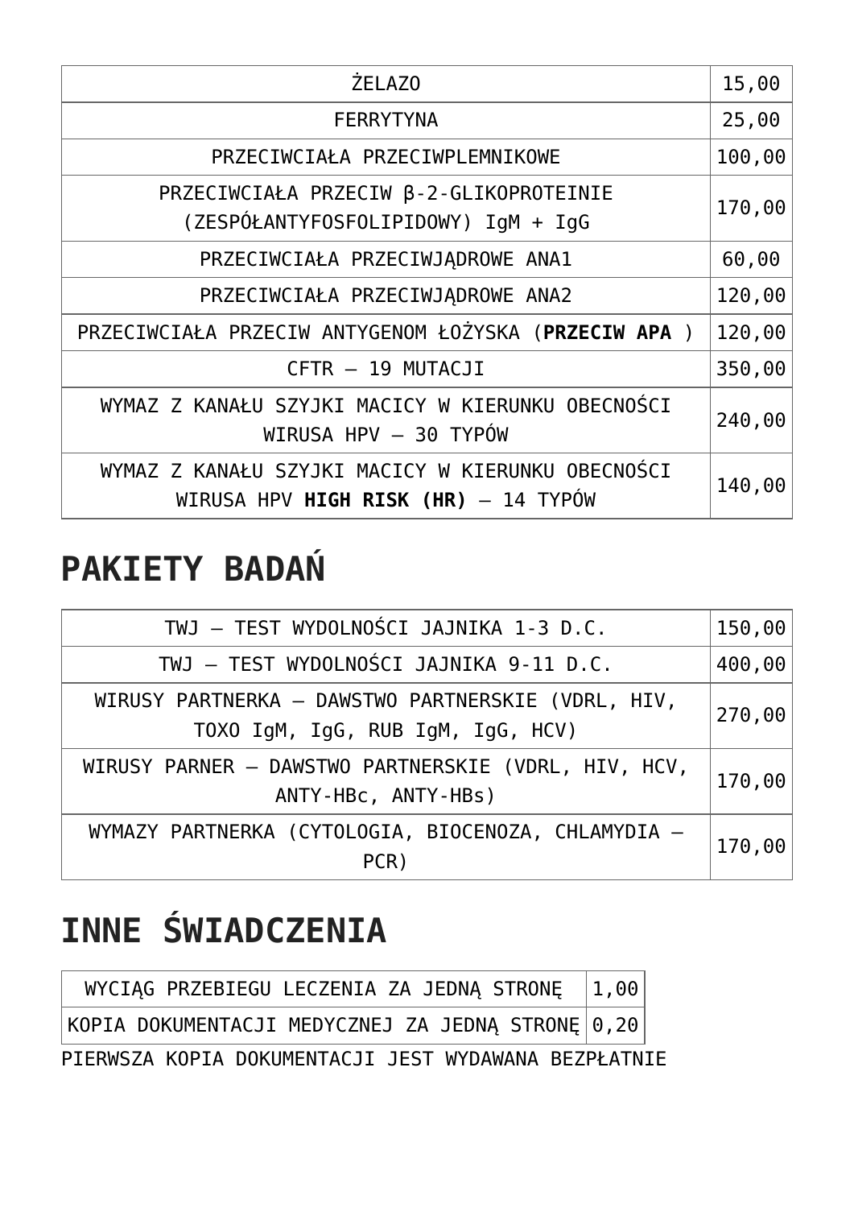| | |
|---|---|
| ŻELAZO | 15,00 |
| FERRYTYNA | 25,00 |
| PRZECIWCIAŁA PRZECIWPLEMNIKOWE | 100,00 |
| PRZECIWCIAŁA PRZECIW β-2-GLIKOPROTEINIE (ZESPÓŁANTYFOSFOLIPIDOWY) IgM + IgG | 170,00 |
| PRZECIWCIAŁA PRZECIWJĄDROWE ANA1 | 60,00 |
| PRZECIWCIAŁA PRZECIWJĄDROWE ANA2 | 120,00 |
| PRZECIWCIAŁA PRZECIW ANTYGENOM ŁOŻYSKA (**PRZECIW APA** ) | 120,00 |
| CFTR – 19 MUTACJI | 350,00 |
| WYMAZ Z KANAŁU SZYJKI MACICY W KIERUNKU OBECNOŚCI WIRUSA HPV – 30 TYPÓW | 240,00 |
| WYMAZ Z KANAŁU SZYJKI MACICY W KIERUNKU OBECNOŚCI WIRUSA HPV **HIGH RISK (HR)** – 14 TYPÓW | 140,00 |

# PAKIETY BADAŃ

| | |
|---|---|
| TWJ – TEST WYDOLNOŚCI JAJNIKA 1-3 D.C. | 150,00 |
| TWJ – TEST WYDOLNOŚCI JAJNIKA 9-11 D.C. | 400,00 |
| WIRUSY PARTNERKA – DAWSTWO PARTNERSKIE (VDRL, HIV, TOXO IgM, IgG, RUB IgM, IgG, HCV) | 270,00 |
| WIRUSY PARNER – DAWSTWO PARTNERSKIE (VDRL, HIV, HCV, ANTY-HBc, ANTY-HBs) | 170,00 |
| WYMAZY PARTNERKA (CYTOLOGIA, BIOCENOZA, CHLAMYDIA – PCR) | 170,00 |

# INNE ŚWIADCZENIA

| | |
|---|---|
| WYCIĄG PRZEBIEGU LECZENIA ZA JEDNĄ STRONĘ | 1,00 |
| KOPIA DOKUMENTACJI MEDYCZNEJ ZA JEDNĄ STRONĘ | 0,20 |

PIERWSZA KOPIA DOKUMENTACJI JEST WYDAWANA BEZPŁATNIE